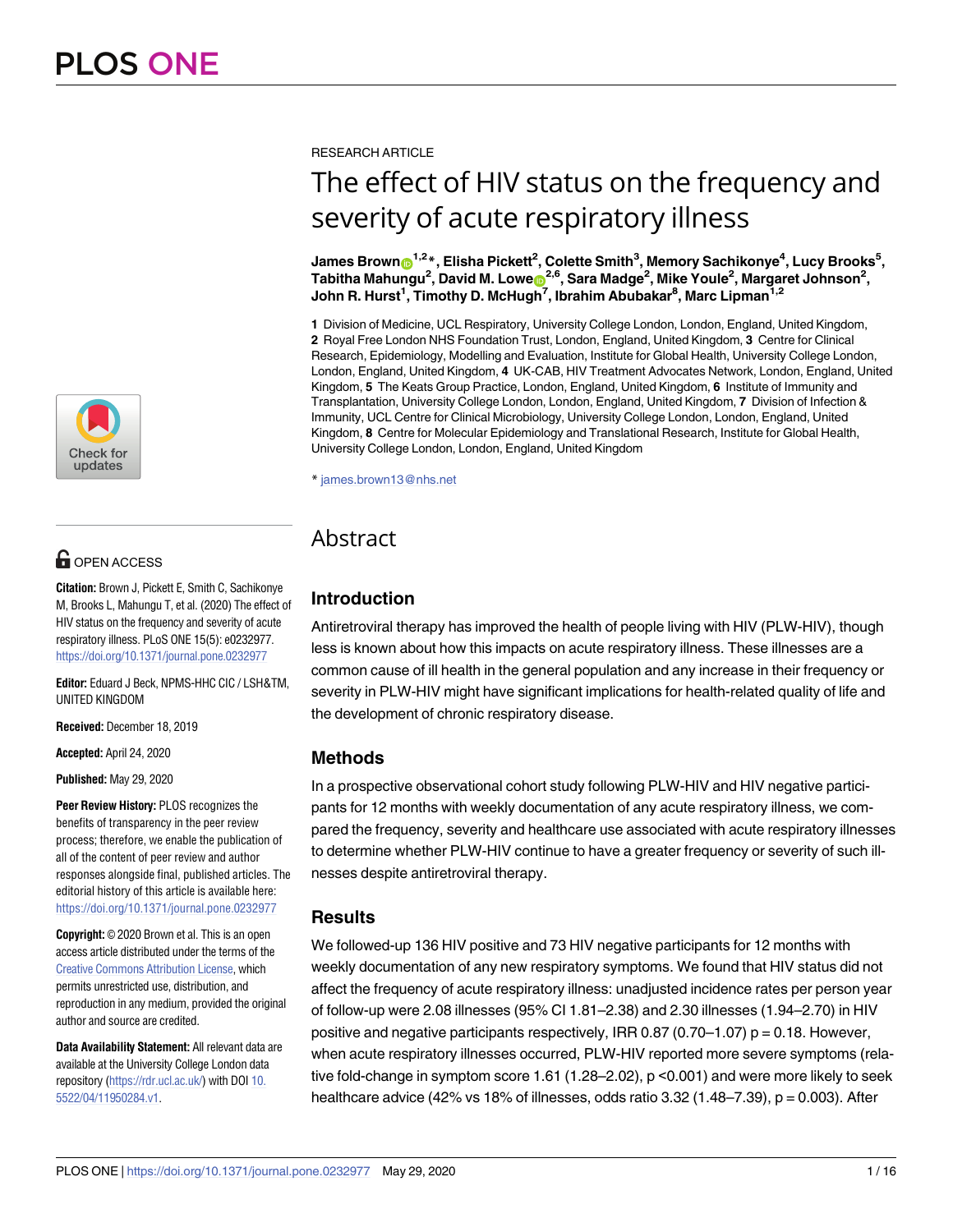RESEARCH ARTICLE

# The effect of HIV status on the frequency and severity of acute respiratory illness

**James Brown[1,2]*, Elisha Pickett[2], Colette Smith[3], Memory Sachikonye[4], Lucy Brooks[5], Tabitha Mahungu[2], David M. Lowe[2,6], Sara Madge[2], Mike Youle[2], Margaret Johnson[2], John R. Hurst[1], Timothy D. McHugh[7], Ibrahim Abubakar[8], Marc Lipman[1,2]**

**1** Division of Medicine, UCL Respiratory, University College London, London, England, United Kingdom, **2** Royal Free London NHS Foundation Trust, London, England, United Kingdom, **3** Centre for Clinical Research, Epidemiology, Modelling and Evaluation, Institute for Global Health, University College London, London, England, United Kingdom, **4** UK-CAB, HIV Treatment Advocates Network, London, England, United Kingdom, **5** The Keats Group Practice, London, England, United Kingdom, **6** Institute of Immunity and Transplantation, University College London, London, England, United Kingdom, **7** Division of Infection & Immunity, UCL Centre for Clinical Microbiology, University College London, London, England, United Kingdom, **8** Centre for Molecular Epidemiology and Translational Research, Institute for Global Health, University College London, London, England, United Kingdom

* james.brown13@nhs.net

OPEN ACCESS

**Citation:** Brown J, Pickett E, Smith C, Sachikonye M, Brooks L, Mahungu T, et al. (2020) The effect of HIV status on the frequency and severity of acute respiratory illness. PLoS ONE 15(5): e0232977. https://doi.org/10.1371/journal.pone.0232977

**Editor:** Eduard J Beck, NPMS-HHC CIC / LSH&TM, UNITED KINGDOM

**Received:** December 18, 2019

**Accepted:** April 24, 2020

**Published:** May 29, 2020

**Peer Review History:** PLOS recognizes the benefits of transparency in the peer review process; therefore, we enable the publication of all of the content of peer review and author responses alongside final, published articles. The editorial history of this article is available here: https://doi.org/10.1371/journal.pone.0232977

**Copyright:** © 2020 Brown et al. This is an open access article distributed under the terms of the Creative Commons Attribution License, which permits unrestricted use, distribution, and reproduction in any medium, provided the original author and source are credited.

**Data Availability Statement:** All relevant data are available at the University College London data repository (https://rdr.ucl.ac.uk/) with DOI 10.5522/04/11950284.v1.

## Abstract

### Introduction

Antiretroviral therapy has improved the health of people living with HIV (PLW-HIV), though less is known about how this impacts on acute respiratory illness. These illnesses are a common cause of ill health in the general population and any increase in their frequency or severity in PLW-HIV might have significant implications for health-related quality of life and the development of chronic respiratory disease.

### Methods

In a prospective observational cohort study following PLW-HIV and HIV negative participants for 12 months with weekly documentation of any acute respiratory illness, we compared the frequency, severity and healthcare use associated with acute respiratory illnesses to determine whether PLW-HIV continue to have a greater frequency or severity of such illnesses despite antiretroviral therapy.

### Results

We followed-up 136 HIV positive and 73 HIV negative participants for 12 months with weekly documentation of any new respiratory symptoms. We found that HIV status did not affect the frequency of acute respiratory illness: unadjusted incidence rates per person year of follow-up were 2.08 illnesses (95% CI 1.81–2.38) and 2.30 illnesses (1.94–2.70) in HIV positive and negative participants respectively, IRR 0.87 (0.70–1.07) p = 0.18. However, when acute respiratory illnesses occurred, PLW-HIV reported more severe symptoms (relative fold-change in symptom score 1.61 (1.28–2.02), p <0.001) and were more likely to seek healthcare advice (42% vs 18% of illnesses, odds ratio 3.32 (1.48–7.39), p = 0.003). After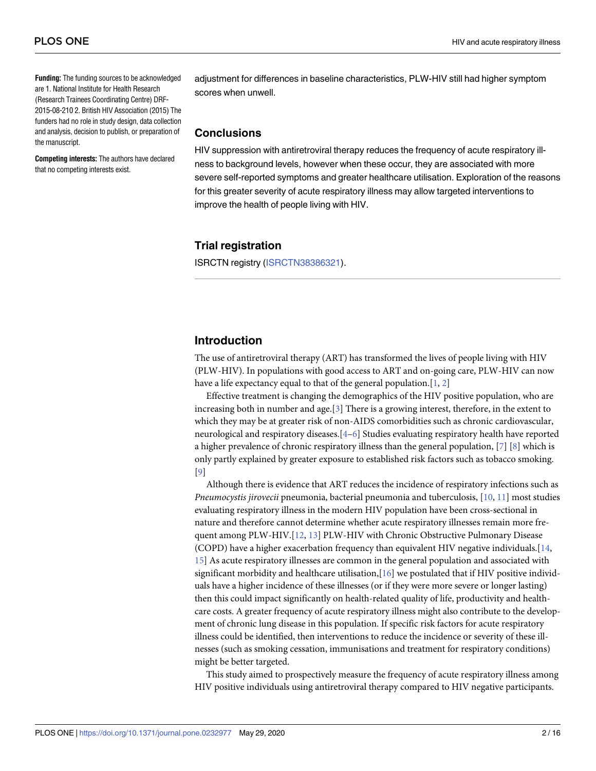**Funding:** The funding sources to be acknowledged are 1. National Institute for Health Research (Research Trainees Coordinating Centre) DRF-2015-08-210 2. British HIV Association (2015) The funders had no role in study design, data collection and analysis, decision to publish, or preparation of the manuscript.

**Competing interests:** The authors have declared that no competing interests exist.

adjustment for differences in baseline characteristics, PLW-HIV still had higher symptom scores when unwell.

## Conclusions

HIV suppression with antiretroviral therapy reduces the frequency of acute respiratory illness to background levels, however when these occur, they are associated with more severe self-reported symptoms and greater healthcare utilisation. Exploration of the reasons for this greater severity of acute respiratory illness may allow targeted interventions to improve the health of people living with HIV.

## Trial registration

ISRCTN registry (ISRCTN38386321).

## Introduction

The use of antiretroviral therapy (ART) has transformed the lives of people living with HIV (PLW-HIV). In populations with good access to ART and on-going care, PLW-HIV can now have a life expectancy equal to that of the general population.[1, 2]

Effective treatment is changing the demographics of the HIV positive population, who are increasing both in number and age.[3] There is a growing interest, therefore, in the extent to which they may be at greater risk of non-AIDS comorbidities such as chronic cardiovascular, neurological and respiratory diseases.[4–6] Studies evaluating respiratory health have reported a higher prevalence of chronic respiratory illness than the general population, [7] [8] which is only partly explained by greater exposure to established risk factors such as tobacco smoking. [9]

Although there is evidence that ART reduces the incidence of respiratory infections such as *Pneumocystis jirovecii* pneumonia, bacterial pneumonia and tuberculosis, [10, 11] most studies evaluating respiratory illness in the modern HIV population have been cross-sectional in nature and therefore cannot determine whether acute respiratory illnesses remain more frequent among PLW-HIV.[12, 13] PLW-HIV with Chronic Obstructive Pulmonary Disease (COPD) have a higher exacerbation frequency than equivalent HIV negative individuals.[14, 15] As acute respiratory illnesses are common in the general population and associated with significant morbidity and healthcare utilisation,[16] we postulated that if HIV positive individuals have a higher incidence of these illnesses (or if they were more severe or longer lasting) then this could impact significantly on health-related quality of life, productivity and healthcare costs. A greater frequency of acute respiratory illness might also contribute to the development of chronic lung disease in this population. If specific risk factors for acute respiratory illness could be identified, then interventions to reduce the incidence or severity of these illnesses (such as smoking cessation, immunisations and treatment for respiratory conditions) might be better targeted.

This study aimed to prospectively measure the frequency of acute respiratory illness among HIV positive individuals using antiretroviral therapy compared to HIV negative participants.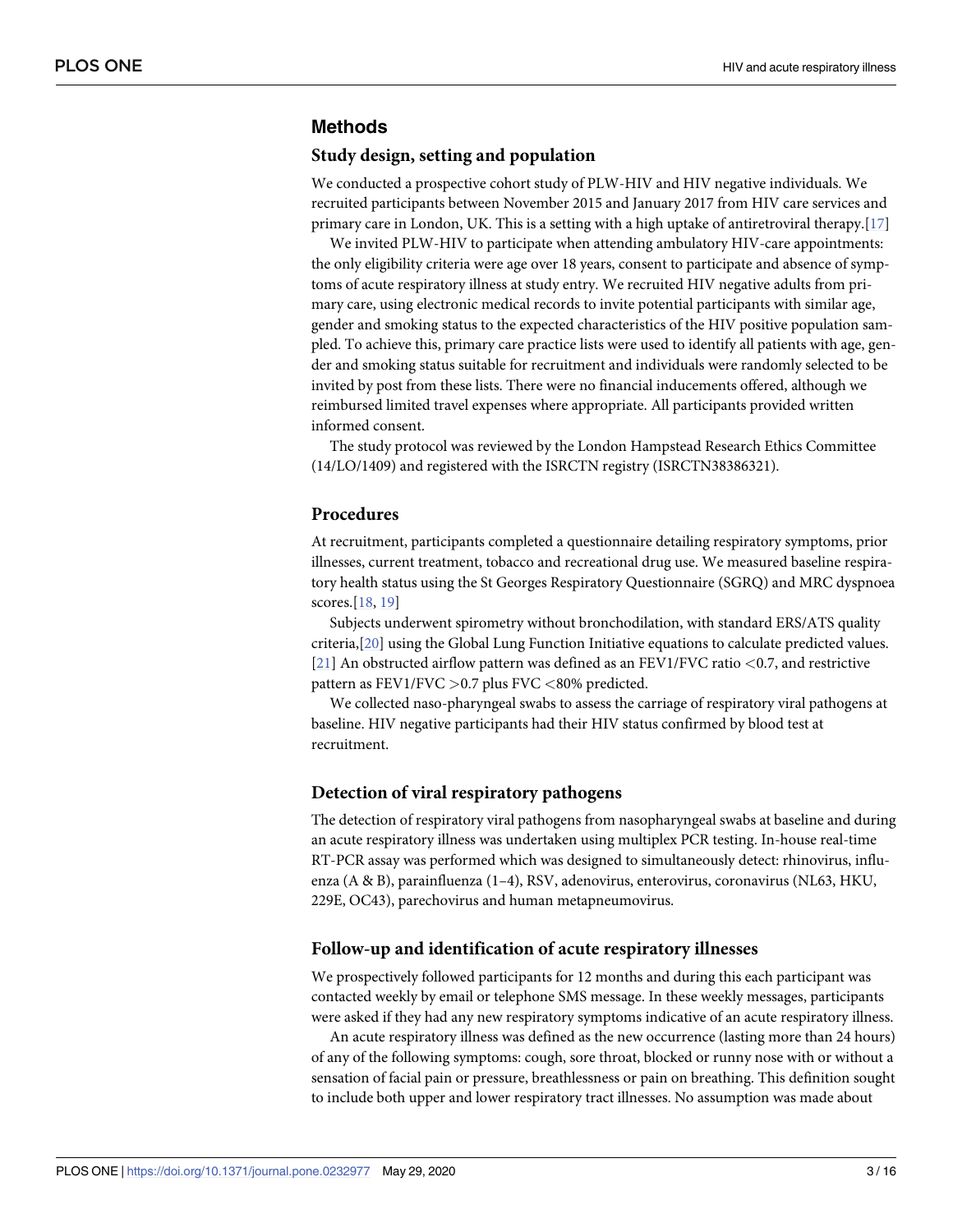## Methods

### Study design, setting and population

We conducted a prospective cohort study of PLW-HIV and HIV negative individuals. We recruited participants between November 2015 and January 2017 from HIV care services and primary care in London, UK. This is a setting with a high uptake of antiretroviral therapy.[17]

We invited PLW-HIV to participate when attending ambulatory HIV-care appointments: the only eligibility criteria were age over 18 years, consent to participate and absence of symptoms of acute respiratory illness at study entry. We recruited HIV negative adults from primary care, using electronic medical records to invite potential participants with similar age, gender and smoking status to the expected characteristics of the HIV positive population sampled. To achieve this, primary care practice lists were used to identify all patients with age, gender and smoking status suitable for recruitment and individuals were randomly selected to be invited by post from these lists. There were no financial inducements offered, although we reimbursed limited travel expenses where appropriate. All participants provided written informed consent.

The study protocol was reviewed by the London Hampstead Research Ethics Committee (14/LO/1409) and registered with the ISRCTN registry (ISRCTN38386321).

### Procedures

At recruitment, participants completed a questionnaire detailing respiratory symptoms, prior illnesses, current treatment, tobacco and recreational drug use. We measured baseline respiratory health status using the St Georges Respiratory Questionnaire (SGRQ) and MRC dyspnoea scores.[18, 19]

Subjects underwent spirometry without bronchodilation, with standard ERS/ATS quality criteria,[20] using the Global Lung Function Initiative equations to calculate predicted values.[21] An obstructed airflow pattern was defined as an FEV1/FVC ratio $<0.7$, and restrictive pattern as FEV1/FVC $>0.7$ plus FVC $<80\%$ predicted.

We collected naso-pharyngeal swabs to assess the carriage of respiratory viral pathogens at baseline. HIV negative participants had their HIV status confirmed by blood test at recruitment.

### Detection of viral respiratory pathogens

The detection of respiratory viral pathogens from nasopharyngeal swabs at baseline and during an acute respiratory illness was undertaken using multiplex PCR testing. In-house real-time RT-PCR assay was performed which was designed to simultaneously detect: rhinovirus, influenza (A & B), parainfluenza (1–4), RSV, adenovirus, enterovirus, coronavirus (NL63, HKU, 229E, OC43), parechovirus and human metapneumovirus.

### Follow-up and identification of acute respiratory illnesses

We prospectively followed participants for 12 months and during this each participant was contacted weekly by email or telephone SMS message. In these weekly messages, participants were asked if they had any new respiratory symptoms indicative of an acute respiratory illness.

An acute respiratory illness was defined as the new occurrence (lasting more than 24 hours) of any of the following symptoms: cough, sore throat, blocked or runny nose with or without a sensation of facial pain or pressure, breathlessness or pain on breathing. This definition sought to include both upper and lower respiratory tract illnesses. No assumption was made about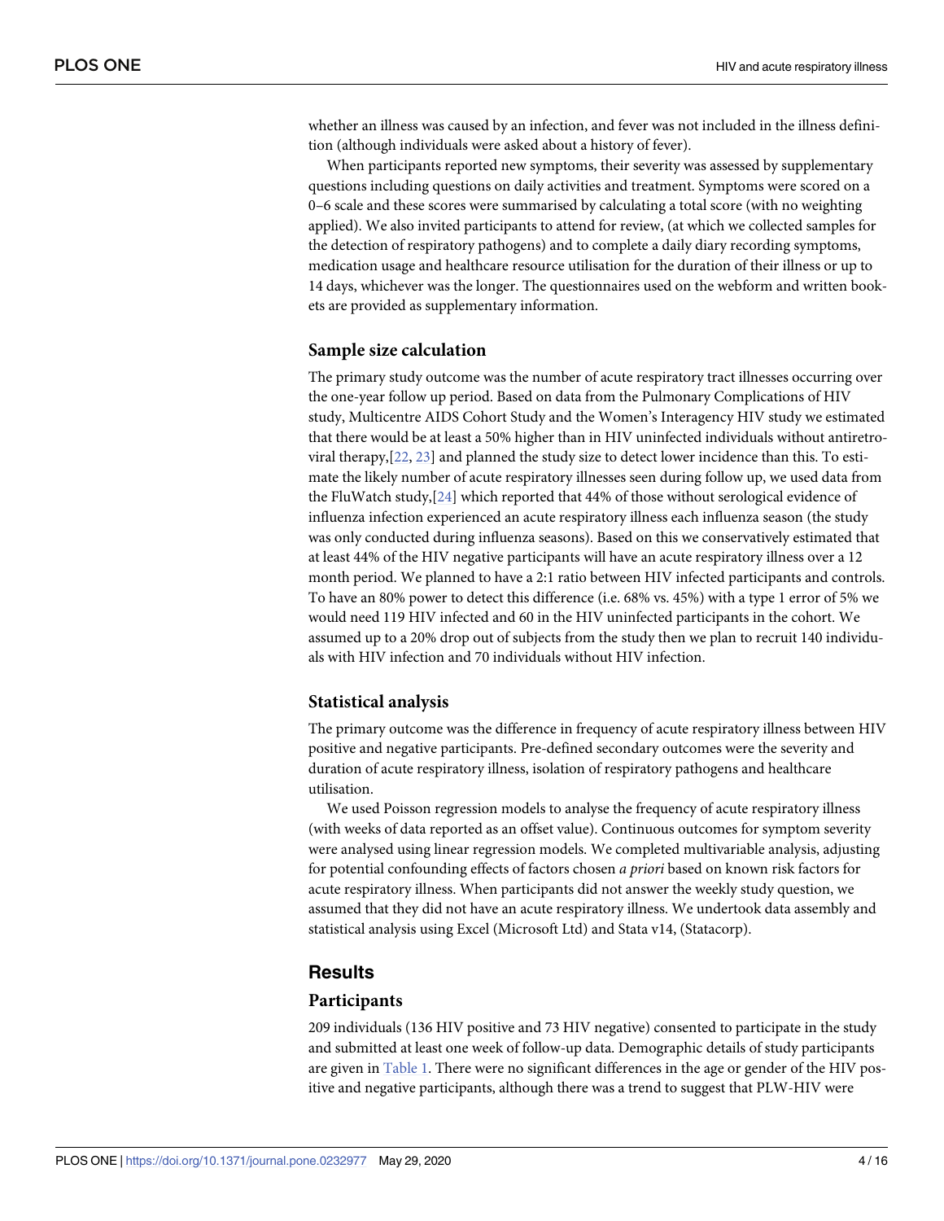whether an illness was caused by an infection, and fever was not included in the illness definition (although individuals were asked about a history of fever).

When participants reported new symptoms, their severity was assessed by supplementary questions including questions on daily activities and treatment. Symptoms were scored on a 0–6 scale and these scores were summarised by calculating a total score (with no weighting applied). We also invited participants to attend for review, (at which we collected samples for the detection of respiratory pathogens) and to complete a daily diary recording symptoms, medication usage and healthcare resource utilisation for the duration of their illness or up to 14 days, whichever was the longer. The questionnaires used on the webform and written booklets are provided as supplementary information.

### Sample size calculation

The primary study outcome was the number of acute respiratory tract illnesses occurring over the one-year follow up period. Based on data from the Pulmonary Complications of HIV study, Multicentre AIDS Cohort Study and the Women's Interagency HIV study we estimated that there would be at least a 50% higher than in HIV uninfected individuals without antiretroviral therapy,[22, 23] and planned the study size to detect lower incidence than this. To estimate the likely number of acute respiratory illnesses seen during follow up, we used data from the FluWatch study,[24] which reported that 44% of those without serological evidence of influenza infection experienced an acute respiratory illness each influenza season (the study was only conducted during influenza seasons). Based on this we conservatively estimated that at least 44% of the HIV negative participants will have an acute respiratory illness over a 12 month period. We planned to have a 2:1 ratio between HIV infected participants and controls. To have an 80% power to detect this difference (i.e. 68% vs. 45%) with a type 1 error of 5% we would need 119 HIV infected and 60 in the HIV uninfected participants in the cohort. We assumed up to a 20% drop out of subjects from the study then we plan to recruit 140 individuals with HIV infection and 70 individuals without HIV infection.

### Statistical analysis

The primary outcome was the difference in frequency of acute respiratory illness between HIV positive and negative participants. Pre-defined secondary outcomes were the severity and duration of acute respiratory illness, isolation of respiratory pathogens and healthcare utilisation.

We used Poisson regression models to analyse the frequency of acute respiratory illness (with weeks of data reported as an offset value). Continuous outcomes for symptom severity were analysed using linear regression models. We completed multivariable analysis, adjusting for potential confounding effects of factors chosen *a priori* based on known risk factors for acute respiratory illness. When participants did not answer the weekly study question, we assumed that they did not have an acute respiratory illness. We undertook data assembly and statistical analysis using Excel (Microsoft Ltd) and Stata v14, (Statacorp).

## Results

### Participants

209 individuals (136 HIV positive and 73 HIV negative) consented to participate in the study and submitted at least one week of follow-up data. Demographic details of study participants are given in Table 1. There were no significant differences in the age or gender of the HIV positive and negative participants, although there was a trend to suggest that PLW-HIV were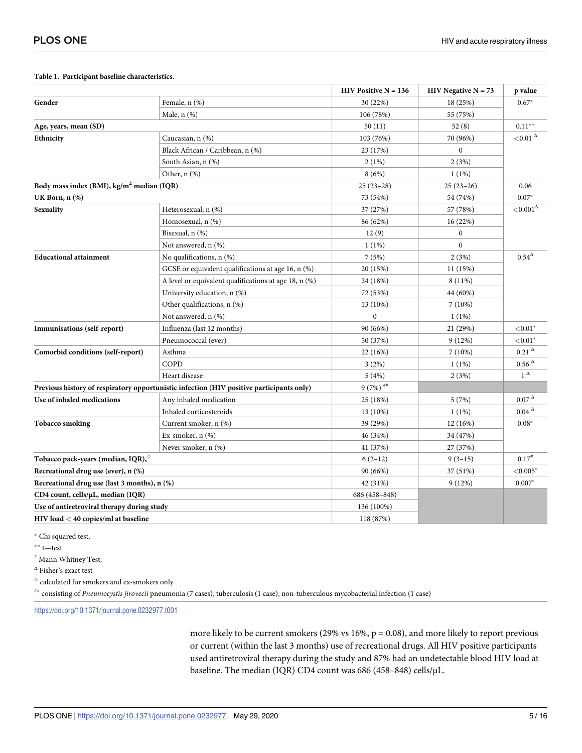**Table 1. Participant baseline characteristics.**

| | | HIV Positive N = 136 | HIV Negative N = 73 | p value |
|---|---|---|---|---|
| **Gender** | Female, n (%) | 30 (22%) | 18 (25%) | 0.67* |
| | Male, n (%) | 106 (78%) | 55 (75%) | |
| **Age, years, mean (SD)** | | 50 (11) | 52 (8) | 0.11** |
| **Ethnicity** | Caucasian, n (%) | 103 (76%) | 70 (96%) | <0.01 Δ |
| | Black African / Caribbean, n (%) | 23 (17%) | 0 | |
| | South Asian, n (%) | 2 (1%) | 2 (3%) | |
| | Other, n (%) | 8 (6%) | 1 (1%) | |
| **Body mass index (BMI), kg/m$^2$ median (IQR)** | | 25 (23–28) | 25 (23–26) | 0.06 |
| **UK Born, n (%)** | | 73 (54%) | 54 (74%) | 0.07* |
| **Sexuality** | Heterosexual, n (%) | 37 (27%) | 57 (78%) | <0.001Δ |
| | Homosexual, n (%) | 86 (62%) | 16 (22%) | |
| | Bisexual, n (%) | 12 (9) | 0 | |
| | Not answered, n (%) | 1 (1%) | 0 | |
| **Educational attainment** | No qualifications, n (%) | 7 (5%) | 2 (3%) | 0.54Δ |
| | GCSE or equivalent qualifications at age 16, n (%) | 20 (15%) | 11 (15%) | |
| | A level or equivalent qualifications at age 18, n (%) | 24 (18%) | 8 (11%) | |
| | University education, n (%) | 72 (53%) | 44 (60%) | |
| | Other qualifications, n (%) | 13 (10%) | 7 (10%) | |
| | Not answered, n (%) | 0 | 1 (1%) | |
| **Immunisations (self-report)** | Influenza (last 12 months) | 90 (66%) | 21 (29%) | <0.01* |
| | Pneumococcal (ever) | 50 (37%) | 9 (12%) | <0.01* |
| **Comorbid conditions (self-report)** | Asthma | 22 (16%) | 7 (10%) | 0.21 Δ |
| | COPD | 3 (2%) | 1 (1%) | 0.56 Δ |
| | Heart disease | 5 (4%) | 2 (3%) | 1 Δ |
| **Previous history of respiratory opportunistic infection (HIV positive participants only)** | | 9 (7%) ## | | |
| **Use of inhaled medications** | Any inhaled medication | 25 (18%) | 5 (7%) | 0.07 Δ |
| | Inhaled corticosteroids | 13 (10%) | 1 (1%) | 0.04 Δ |
| **Tobacco smoking** | Current smoker, n (%) | 39 (29%) | 12 (16%) | 0.08* |
| | Ex-smoker, n (%) | 46 (34%) | 34 (47%) | |
| | Never smoker, n (%) | 41 (37%) | 27 (37%) | |
| **Tobacco pack-years (median, IQR),**◇ | | 6 (2–12) | 9 (3–15) | 0.17# |
| **Recreational drug use (ever), n (%)** | | 90 (66%) | 37 (51%) | <0.005* |
| **Recreational drug use (last 3 months), n (%)** | | 42 (31%) | 9 (12%) | 0.007* |
| **CD4 count, cells/μL, median (IQR)** | | 686 (458–848) | | |
| **Use of antiretroviral therapy during study** | | 136 (100%) | | |
| **HIV load < 40 copies/ml at baseline** | | 118 (87%) | | |

* Chi squared test,

** t—test

# Mann Whitney Test,

Δ Fisher's exact test

◇ calculated for smokers and ex-smokers only

## consisting of *Pneumocystis jirovecii* pneumonia (7 cases), tuberculosis (1 case), non-tuberculous mycobacterial infection (1 case)

https://doi.org/10.1371/journal.pone.0232977.t001

more likely to be current smokers (29% vs 16%, p = 0.08), and more likely to report previous or current (within the last 3 months) use of recreational drugs. All HIV positive participants used antiretroviral therapy during the study and 87% had an undetectable blood HIV load at baseline. The median (IQR) CD4 count was 686 (458–848) cells/μL.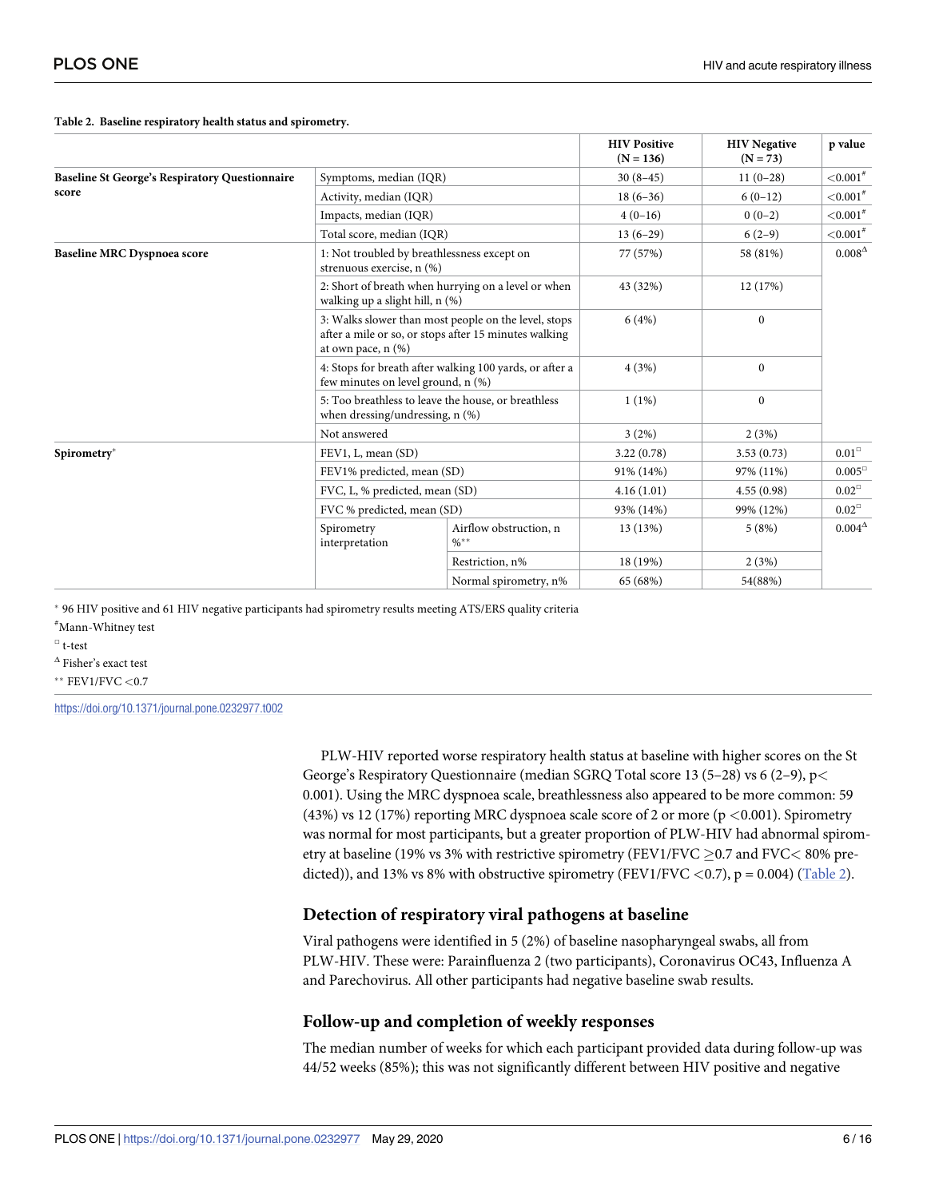**Table 2. Baseline respiratory health status and spirometry.**

| | | | HIV Positive (N = 136) | HIV Negative (N = 73) | p value |
|---|---|---|---|---|---|
| **Baseline St George's Respiratory Questionnaire score** | Symptoms, median (IQR) | | 30 (8–45) | 11 (0–28) | <0.001[#] |
| | Activity, median (IQR) | | 18 (6–36) | 6 (0–12) | <0.001[#] |
| | Impacts, median (IQR) | | 4 (0–16) | 0 (0–2) | <0.001[#] |
| | Total score, median (IQR) | | 13 (6–29) | 6 (2–9) | <0.001[#] |
| **Baseline MRC Dyspnoea score** | 1: Not troubled by breathlessness except on strenuous exercise, n (%) | | 77 (57%) | 58 (81%) | 0.008[Δ] |
| | 2: Short of breath when hurrying on a level or when walking up a slight hill, n (%) | | 43 (32%) | 12 (17%) | |
| | 3: Walks slower than most people on the level, stops after a mile or so, or stops after 15 minutes walking at own pace, n (%) | | 6 (4%) | 0 | |
| | 4: Stops for breath after walking 100 yards, or after a few minutes on level ground, n (%) | | 4 (3%) | 0 | |
| | 5: Too breathless to leave the house, or breathless when dressing/undressing, n (%) | | 1 (1%) | 0 | |
| | Not answered | | 3 (2%) | 2 (3%) | |
| **Spirometry**[*] | FEV1, L, mean (SD) | | 3.22 (0.78) | 3.53 (0.73) | 0.01[□] |
| | FEV1% predicted, mean (SD) | | 91% (14%) | 97% (11%) | 0.005[□] |
| | FVC, L, % predicted, mean (SD) | | 4.16 (1.01) | 4.55 (0.98) | 0.02[□] |
| | FVC % predicted, mean (SD) | | 93% (14%) | 99% (12%) | 0.02[□] |
| | Spirometry interpretation | Airflow obstruction, n %[**] | 13 (13%) | 5 (8%) | 0.004[Δ] |
| | | Restriction, n% | 18 (19%) | 2 (3%) | |
| | | Normal spirometry, n% | 65 (68%) | 54(88%) | |

[*] 96 HIV positive and 61 HIV negative participants had spirometry results meeting ATS/ERS quality criteria

[#]Mann-Whitney test

[□] t-test

[Δ] Fisher's exact test

[**] FEV1/FVC <0.7

https://doi.org/10.1371/journal.pone.0232977.t002

PLW-HIV reported worse respiratory health status at baseline with higher scores on the St George's Respiratory Questionnaire (median SGRQ Total score 13 (5–28) vs 6 (2–9), $p < 0.001$). Using the MRC dyspnoea scale, breathlessness also appeared to be more common: 59 (43%) vs 12 (17%) reporting MRC dyspnoea scale score of 2 or more ($p < 0.001$). Spirometry was normal for most participants, but a greater proportion of PLW-HIV had abnormal spirometry at baseline (19% vs 3% with restrictive spirometry (FEV1/FVC $\geq 0.7$ and FVC$<$ 80% predicted)), and 13% vs 8% with obstructive spirometry (FEV1/FVC $<0.7$), $p = 0.004$) (Table 2).

## Detection of respiratory viral pathogens at baseline

Viral pathogens were identified in 5 (2%) of baseline nasopharyngeal swabs, all from PLW-HIV. These were: Parainfluenza 2 (two participants), Coronavirus OC43, Influenza A and Parechovirus. All other participants had negative baseline swab results.

## Follow-up and completion of weekly responses

The median number of weeks for which each participant provided data during follow-up was 44/52 weeks (85%); this was not significantly different between HIV positive and negative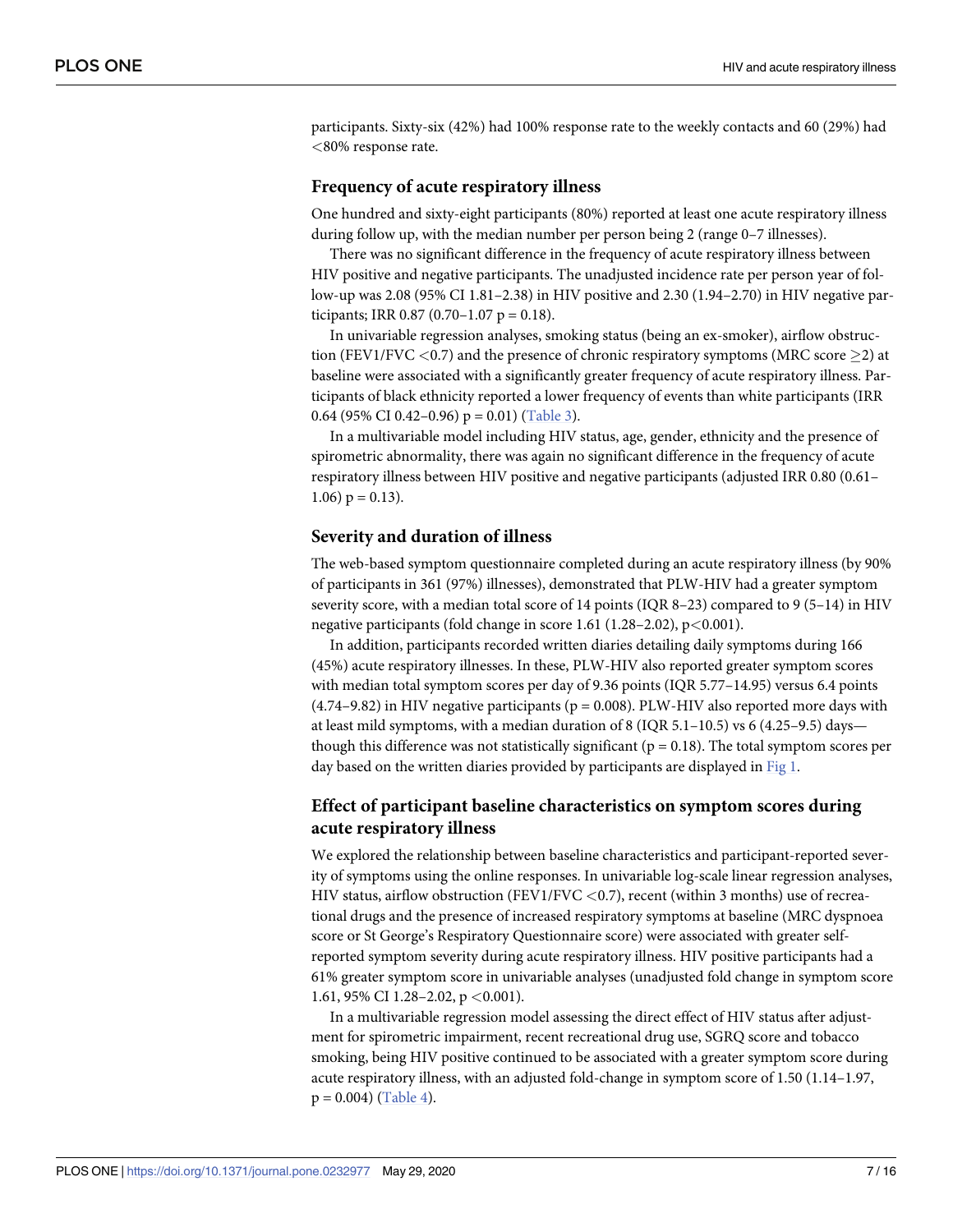participants. Sixty-six (42%) had 100% response rate to the weekly contacts and 60 (29%) had <80% response rate.

### Frequency of acute respiratory illness

One hundred and sixty-eight participants (80%) reported at least one acute respiratory illness during follow up, with the median number per person being 2 (range 0–7 illnesses).

There was no significant difference in the frequency of acute respiratory illness between HIV positive and negative participants. The unadjusted incidence rate per person year of follow-up was 2.08 (95% CI 1.81–2.38) in HIV positive and 2.30 (1.94–2.70) in HIV negative participants; IRR 0.87 (0.70–1.07 p = 0.18).

In univariable regression analyses, smoking status (being an ex-smoker), airflow obstruction (FEV1/FVC <0.7) and the presence of chronic respiratory symptoms (MRC score ≥2) at baseline were associated with a significantly greater frequency of acute respiratory illness. Participants of black ethnicity reported a lower frequency of events than white participants (IRR 0.64 (95% CI 0.42–0.96) p = 0.01) (Table 3).

In a multivariable model including HIV status, age, gender, ethnicity and the presence of spirometric abnormality, there was again no significant difference in the frequency of acute respiratory illness between HIV positive and negative participants (adjusted IRR 0.80 (0.61–1.06) p = 0.13).

### Severity and duration of illness

The web-based symptom questionnaire completed during an acute respiratory illness (by 90% of participants in 361 (97%) illnesses), demonstrated that PLW-HIV had a greater symptom severity score, with a median total score of 14 points (IQR 8–23) compared to 9 (5–14) in HIV negative participants (fold change in score 1.61 (1.28–2.02), p<0.001).

In addition, participants recorded written diaries detailing daily symptoms during 166 (45%) acute respiratory illnesses. In these, PLW-HIV also reported greater symptom scores with median total symptom scores per day of 9.36 points (IQR 5.77–14.95) versus 6.4 points (4.74–9.82) in HIV negative participants (p = 0.008). PLW-HIV also reported more days with at least mild symptoms, with a median duration of 8 (IQR 5.1–10.5) vs 6 (4.25–9.5) days—though this difference was not statistically significant (p = 0.18). The total symptom scores per day based on the written diaries provided by participants are displayed in Fig 1.

### Effect of participant baseline characteristics on symptom scores during acute respiratory illness

We explored the relationship between baseline characteristics and participant-reported severity of symptoms using the online responses. In univariable log-scale linear regression analyses, HIV status, airflow obstruction (FEV1/FVC <0.7), recent (within 3 months) use of recreational drugs and the presence of increased respiratory symptoms at baseline (MRC dyspnoea score or St George's Respiratory Questionnaire score) were associated with greater self-reported symptom severity during acute respiratory illness. HIV positive participants had a 61% greater symptom score in univariable analyses (unadjusted fold change in symptom score 1.61, 95% CI 1.28–2.02, p <0.001).

In a multivariable regression model assessing the direct effect of HIV status after adjustment for spirometric impairment, recent recreational drug use, SGRQ score and tobacco smoking, being HIV positive continued to be associated with a greater symptom score during acute respiratory illness, with an adjusted fold-change in symptom score of 1.50 (1.14–1.97, p = 0.004) (Table 4).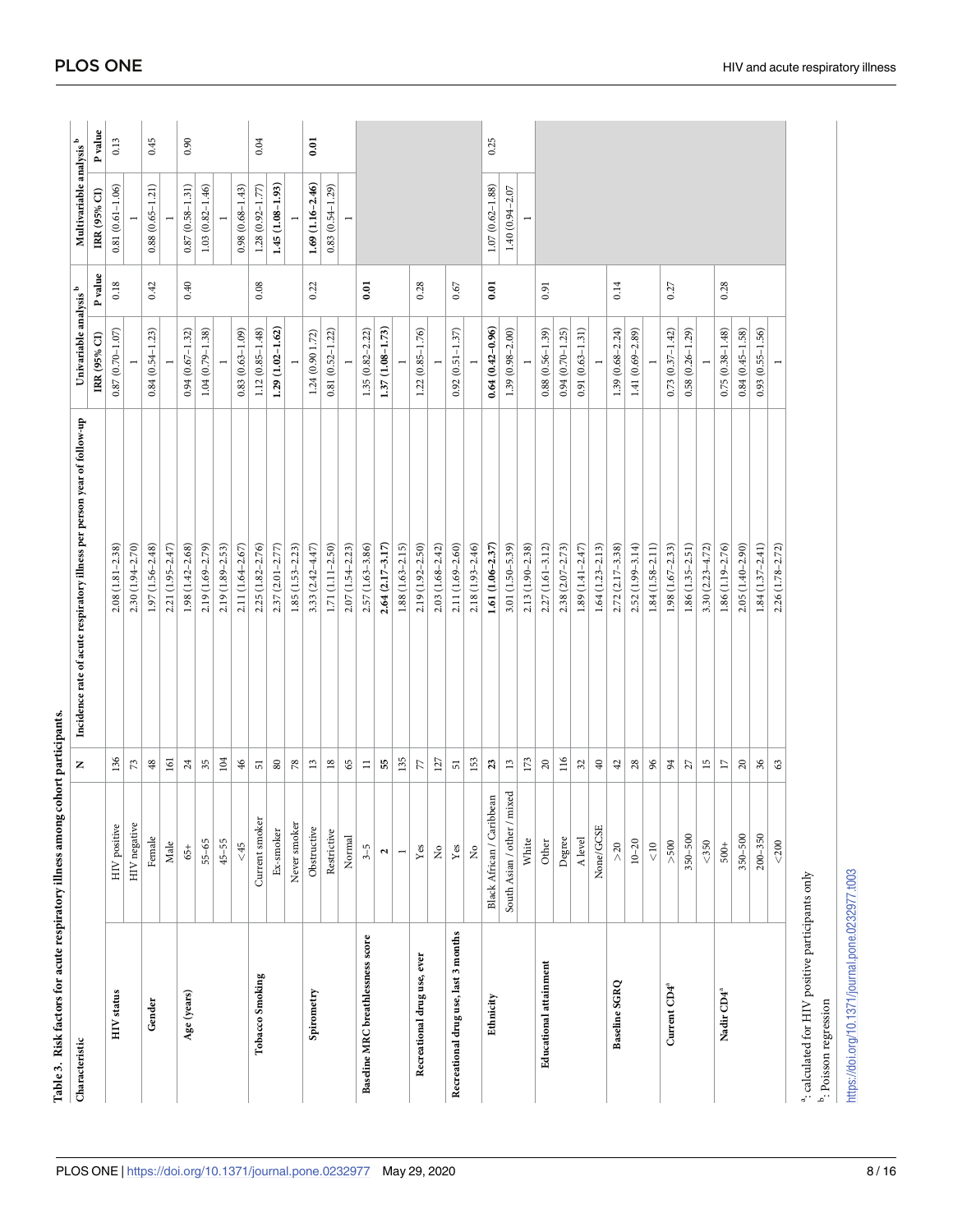**Table 3. Risk factors for acute respiratory illness among cohort participants.**

| Characteristic | | N | Incidence rate of acute respiratory illness per person year of follow-up | Univariable analysis [b] | | Multivariable analysis [b] | |
|---|---|---|---|---|---|---|---|
| | | | | IRR (95% CI) | P value | IRR (95% CI) | P value |
| **HIV status** | HIV positive | 136 | 2.08 (1.81–2.38) | 0.87 (0.70–1.07) | 0.18 | 0.81 (0.61–1.06) | 0.13 |
| | HIV negative | 73 | 2.30 (1.94–2.70) | 1 | | 1 | |
| **Gender** | Female | 48 | 1.97 (1.56–2.48) | 0.84 (0.54–1.23) | 0.42 | 0.88 (0.65–1.21) | 0.45 |
| | Male | 161 | 2.21 (1.95–2.47) | 1 | | 1 | |
| **Age (years)** | 65+ | 24 | 1.98 (1.42–2.68) | 0.94 (0.67–1.32) | 0.40 | 0.87 (0.58–1.31) | 0.90 |
| | 55–65 | 35 | 2.19 (1.69–2.79) | 1.04 (0.79–1.38) | | 1.03 (0.82–1.46) | |
| | 45–55 | 104 | 2.19 (1.89–2.53) | 1 | | 1 | |
| | <45 | 46 | 2.11 (1.64–2.67) | 0.83 (0.63–1.09) | | 0.98 (0.68–1.43) | |
| **Tobacco Smoking** | Current smoker | 51 | 2.25 (1.82–2.76) | 1.12 (0.85–1.48) | 0.08 | 1.28 (0.92–1.77) | 0.04 |
| | Ex-smoker | 80 | 2.37 (2.01–2.77) | **1.29 (1.02–1.62)** | | **1.45 (1.08–1.93)** | |
| | Never smoker | 78 | 1.85 (1.53–2.23) | 1 | | 1 | |
| **Spirometry** | Obstructive | 13 | 3.33 (2.42–4.47) | 1.24 (0.90 1.72) | 0.22 | **1.69 (1.16–2.46)** | **0.01** |
| | Restrictive | 18 | 1.71 (1.11–2.50) | 0.81 (0.52–1.22) | | 0.83 (0.54–1.29) | |
| | Normal | 65 | 2.07 (1.54–2.23) | 1 | | 1 | |
| **Baseline MRC breathlessness score** | 3–5 | 11 | 2.57 (1.63–3.86) | 1.35 (0.82–2.22) | **0.01** | | |
| | **2** | **55** | **2.64 (2.17–3.17)** | **1.37 (1.08–1.73)** | | | |
| | 1 | 135 | 1.88 (1.63–2.15) | 1 | | | |
| **Recreational drug use, ever** | Yes | 77 | 2.19 (1.92–2.50) | 1.22 (0.85–1.76) | 0.28 | | |
| | No | 127 | 2.03 (1.68–2.42) | 1 | | | |
| **Recreational drug use, last 3 months** | Yes | 51 | 2.11 (1.69–2.60) | 0.92 (0.51–1.37) | 0.67 | | |
| | No | 153 | 2.18 (1.93–2.46) | 1 | | | |
| **Ethnicity** | Black African / Caribbean | **23** | **1.61 (1.06–2.37)** | **0.64 (0.42–0.96)** | **0.01** | 1.07 (0.62–1.88) | 0.25 |
| | South Asian / other / mixed | 13 | 3.01 (1.50–5.39) | 1.39 (0.98–2.00) | | 1.40 (0.94–2.07 | |
| | White | 173 | 2.13 (1.90–2.38) | 1 | | 1 | |
| **Educational attainment** | Other | 20 | 2.27 (1.61–3.12) | 0.88 (0.56–1.39) | 0.91 | | |
| | Degree | 116 | 2.38 (2.07–2.73) | 0.94 (0.70–1.25) | | | |
| | A level | 32 | 1.89 (1.41–2.47) | 0.91 (0.63–1.31) | | | |
| | None/GCSE | 40 | 1.64 (1.23–2.13) | 1 | | | |
| **Baseline SGRQ** | >20 | 42 | 2.72 (2.17–3.38) | 1.39 (0.68–2.24) | 0.14 | | |
| | 10–20 | 28 | 2.52 (1.99–3.14) | 1.41 (0.69–2.89) | | | |
| | <10 | 96 | 1.84 (1.58–2.11) | 1 | | | |
| **Current CD4[a]** | >500 | 94 | 1.98 (1.67–2.33) | 0.73 (0.37–1.42) | 0.27 | | |
| | 350–500 | 27 | 1.86 (1.35–2.51) | 0.58 (0.26–1.29) | | | |
| | <350 | 15 | 3.30 (2.23–4.72) | 1 | | | |
| **Nadir CD4[a]** | 500+ | 17 | 1.86 (1.19–2.76) | 0.75 (0.38–1.48) | 0.28 | | |
| | 350–500 | 20 | 2.05 (1.40–2.90) | 0.84 (0.45–1.58) | | | |
| | 200–350 | 36 | 1.84 (1.37–2.41) | 0.93 (0.55–1.56) | | | |
| | <200 | 63 | 2.26 (1.78–2.72) | 1 | | | |

[a]: calculated for HIV positive participants only

[b]: Poisson regression

https://doi.org/10.1371/journal.pone.0232977.t003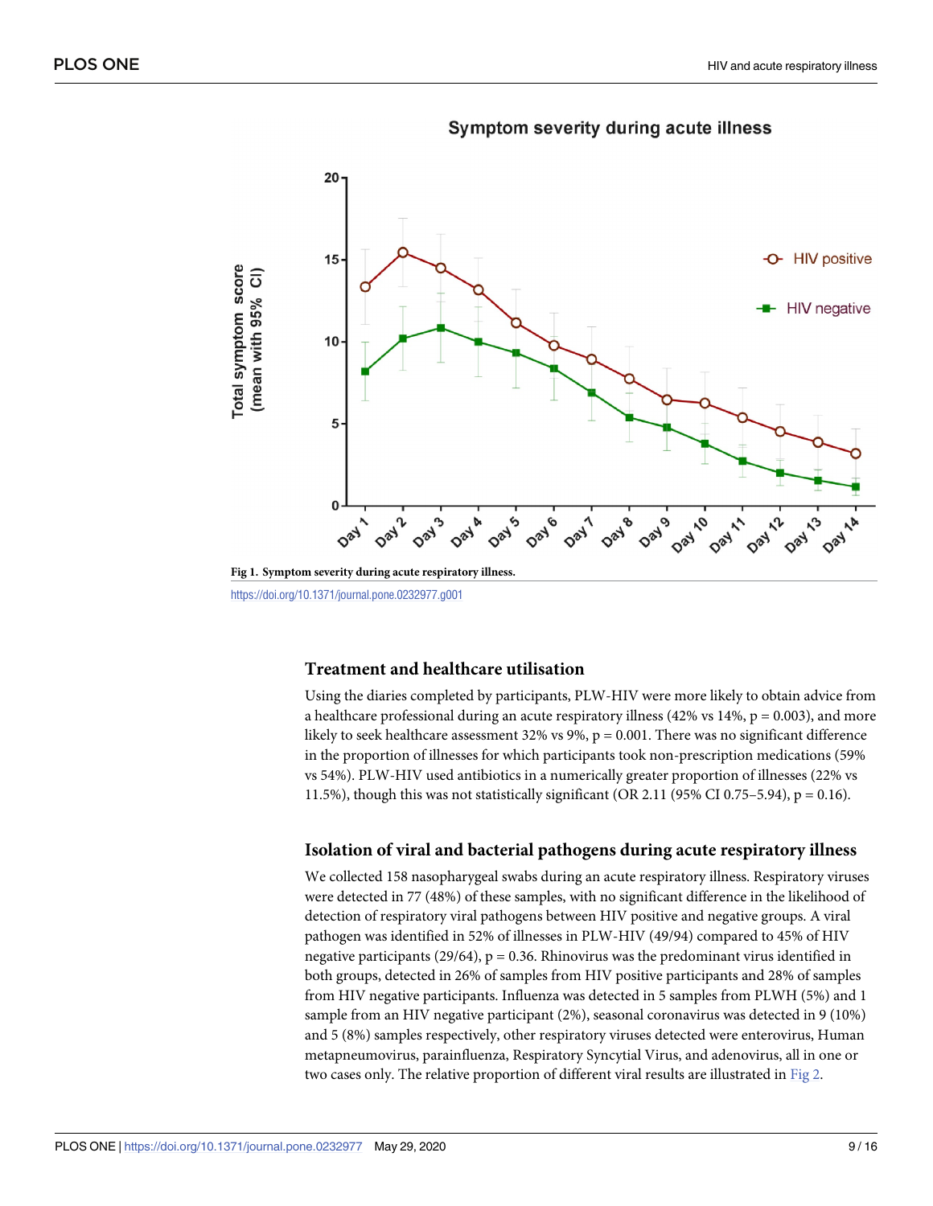**Fig 1. Symptom severity during acute respiratory illness.**

https://doi.org/10.1371/journal.pone.0232977.g001

## Treatment and healthcare utilisation

Using the diaries completed by participants, PLW-HIV were more likely to obtain advice from a healthcare professional during an acute respiratory illness (42% vs 14%, p = 0.003), and more likely to seek healthcare assessment 32% vs 9%, p = 0.001. There was no significant difference in the proportion of illnesses for which participants took non-prescription medications (59% vs 54%). PLW-HIV used antibiotics in a numerically greater proportion of illnesses (22% vs 11.5%), though this was not statistically significant (OR 2.11 (95% CI 0.75–5.94), p = 0.16).

## Isolation of viral and bacterial pathogens during acute respiratory illness

We collected 158 nasopharygeal swabs during an acute respiratory illness. Respiratory viruses were detected in 77 (48%) of these samples, with no significant difference in the likelihood of detection of respiratory viral pathogens between HIV positive and negative groups. A viral pathogen was identified in 52% of illnesses in PLW-HIV (49/94) compared to 45% of HIV negative participants (29/64), p = 0.36. Rhinovirus was the predominant virus identified in both groups, detected in 26% of samples from HIV positive participants and 28% of samples from HIV negative participants. Influenza was detected in 5 samples from PLWH (5%) and 1 sample from an HIV negative participant (2%), seasonal coronavirus was detected in 9 (10%) and 5 (8%) samples respectively, other respiratory viruses detected were enterovirus, Human metapneumovirus, parainfluenza, Respiratory Syncytial Virus, and adenovirus, all in one or two cases only. The relative proportion of different viral results are illustrated in Fig 2.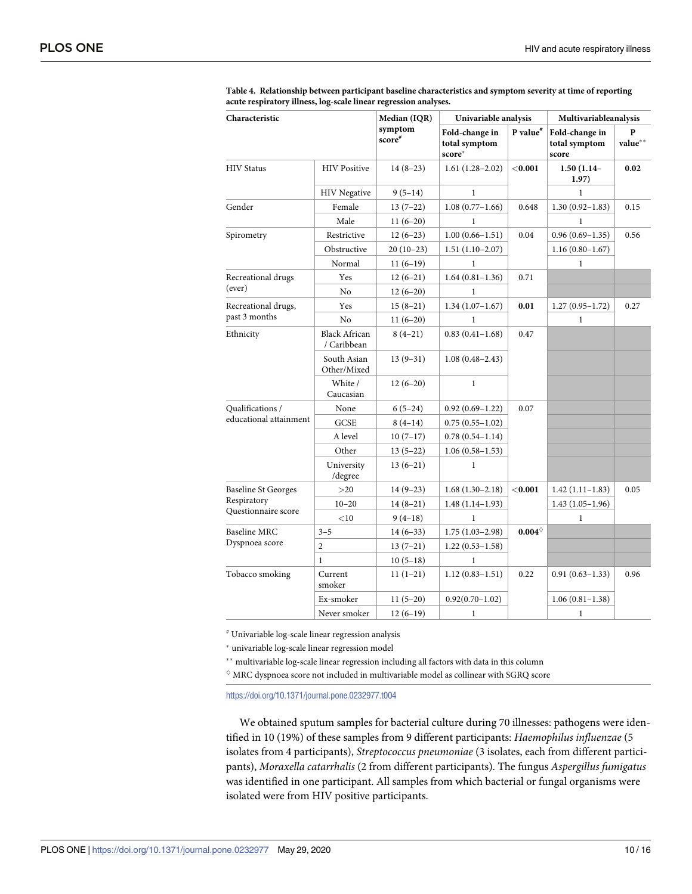**Table 4. Relationship between participant baseline characteristics and symptom severity at time of reporting acute respiratory illness, log-scale linear regression analyses.**

| Characteristic | | Median (IQR) symptom score[#] | Univariable analysis | | Multivariableanalysis | |
|---|---|---|---|---|---|---|
| | | | Fold-change in total symptom score[*] | P value[#] | Fold-change in total symptom score | P value[**] |
| HIV Status | HIV Positive | 14 (8–23) | 1.61 (1.28–2.02) | **<0.001** | **1.50 (1.14–1.97)** | **0.02** |
| | HIV Negative | 9 (5–14) | 1 | | 1 | |
| Gender | Female | 13 (7–22) | 1.08 (0.77–1.66) | 0.648 | 1.30 (0.92–1.83) | 0.15 |
| | Male | 11 (6–20) | 1 | | 1 | |
| Spirometry | Restrictive | 12 (6–23) | 1.00 (0.66–1.51) | 0.04 | 0.96 (0.69–1.35) | 0.56 |
| | Obstructive | 20 (10–23) | 1.51 (1.10–2.07) | | 1.16 (0.80–1.67) | |
| | Normal | 11 (6–19) | 1 | | 1 | |
| Recreational drugs (ever) | Yes | 12 (6–21) | 1.64 (0.81–1.36) | 0.71 | | |
| | No | 12 (6–20) | 1 | | | |
| Recreational drugs, past 3 months | Yes | 15 (8–21) | 1.34 (1.07–1.67) | **0.01** | 1.27 (0.95–1.72) | 0.27 |
| | No | 11 (6–20) | 1 | | 1 | |
| Ethnicity | Black African / Caribbean | 8 (4–21) | 0.83 (0.41–1.68) | 0.47 | | |
| | South Asian Other/Mixed | 13 (9–31) | 1.08 (0.48–2.43) | | | |
| | White / Caucasian | 12 (6–20) | 1 | | | |
| Qualifications / educational attainment | None | 6 (5–24) | 0.92 (0.69–1.22) | 0.07 | | |
| | GCSE | 8 (4–14) | 0.75 (0.55–1.02) | | | |
| | A level | 10 (7–17) | 0.78 (0.54–1.14) | | | |
| | Other | 13 (5–22) | 1.06 (0.58–1.53) | | | |
| | University /degree | 13 (6–21) | 1 | | | |
| Baseline St Georges Respiratory Questionnaire score | >20 | 14 (9–23) | 1.68 (1.30–2.18) | **<0.001** | 1.42 (1.11–1.83) | 0.05 |
| | 10–20 | 14 (8–21) | 1.48 (1.14–1.93) | | 1.43 (1.05–1.96) | |
| | <10 | 9 (4–18) | 1 | | 1 | |
| Baseline MRC Dyspnoea score | 3–5 | 14 (6–33) | 1.75 (1.03–2.98) | **0.004**[◊] | | |
| | 2 | 13 (7–21) | 1.22 (0.53–1.58) | | | |
| | 1 | 10 (5–18) | 1 | | | |
| Tobacco smoking | Current smoker | 11 (1–21) | 1.12 (0.83–1.51) | 0.22 | 0.91 (0.63–1.33) | 0.96 |
| | Ex-smoker | 11 (5–20) | 0.92(0.70–1.02) | | 1.06 (0.81–1.38) | |
| | Never smoker | 12 (6–19) | 1 | | 1 | |

[#] Univariable log-scale linear regression analysis

[*] univariable log-scale linear regression model

[**] multivariable log-scale linear regression including all factors with data in this column

[◊] MRC dyspnoea score not included in multivariable model as collinear with SGRQ score

https://doi.org/10.1371/journal.pone.0232977.t004

We obtained sputum samples for bacterial culture during 70 illnesses: pathogens were identified in 10 (19%) of these samples from 9 different participants: *Haemophilus influenzae* (5 isolates from 4 participants), *Streptococcus pneumoniae* (3 isolates, each from different participants), *Moraxella catarrhalis* (2 from different participants). The fungus *Aspergillus fumigatus* was identified in one participant. All samples from which bacterial or fungal organisms were isolated were from HIV positive participants.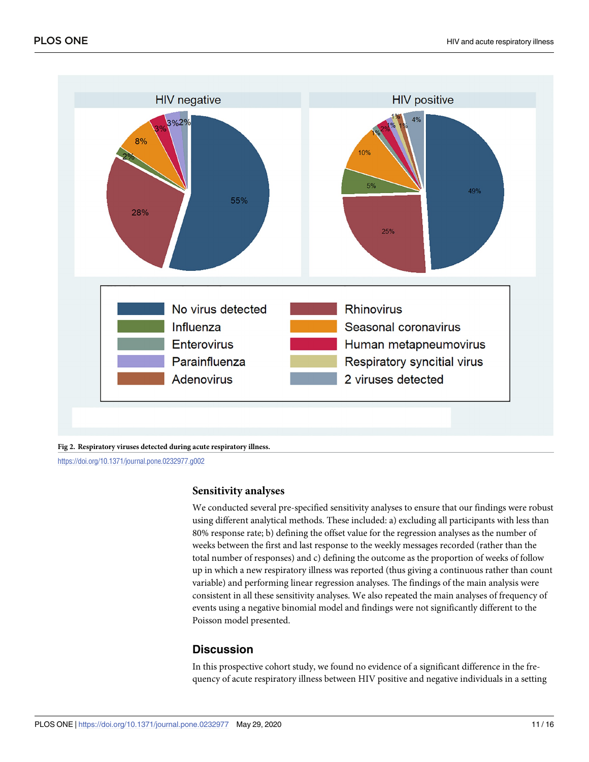Fig 2. Respiratory viruses detected during acute respiratory illness.

https://doi.org/10.1371/journal.pone.0232977.g002

### Sensitivity analyses

We conducted several pre-specified sensitivity analyses to ensure that our findings were robust using different analytical methods. These included: a) excluding all participants with less than 80% response rate; b) defining the offset value for the regression analyses as the number of weeks between the first and last response to the weekly messages recorded (rather than the total number of responses) and c) defining the outcome as the proportion of weeks of follow up in which a new respiratory illness was reported (thus giving a continuous rather than count variable) and performing linear regression analyses. The findings of the main analysis were consistent in all these sensitivity analyses. We also repeated the main analyses of frequency of events using a negative binomial model and findings were not significantly different to the Poisson model presented.

## Discussion

In this prospective cohort study, we found no evidence of a significant difference in the frequency of acute respiratory illness between HIV positive and negative individuals in a setting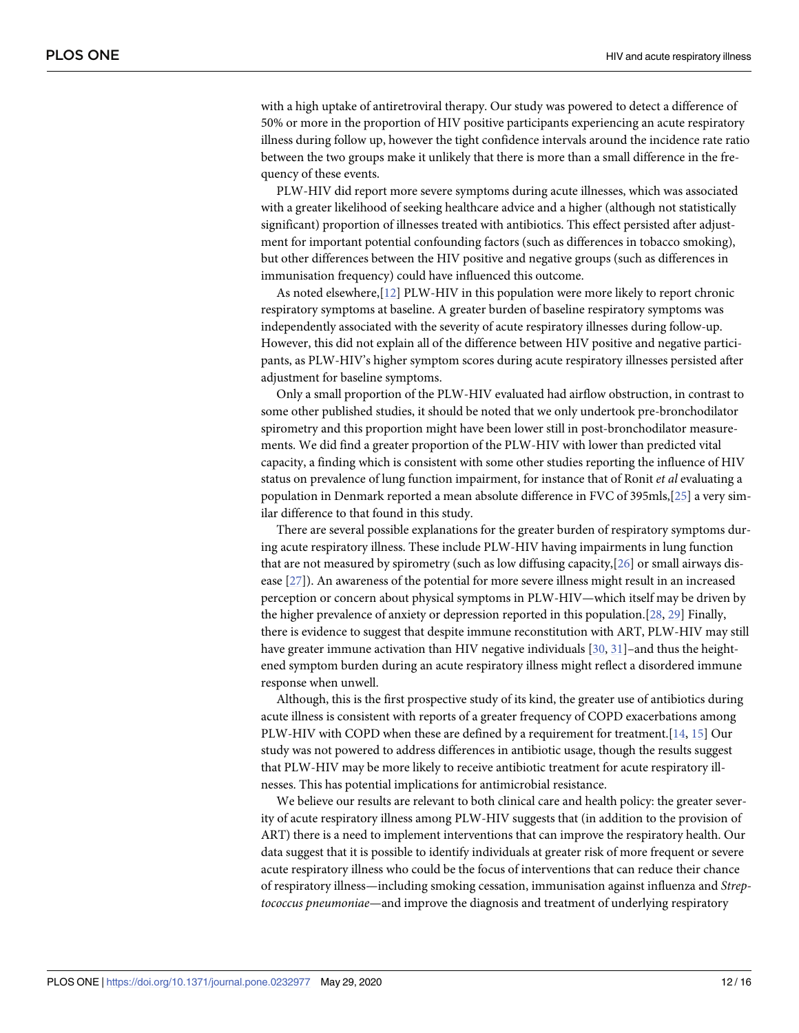with a high uptake of antiretroviral therapy. Our study was powered to detect a difference of 50% or more in the proportion of HIV positive participants experiencing an acute respiratory illness during follow up, however the tight confidence intervals around the incidence rate ratio between the two groups make it unlikely that there is more than a small difference in the frequency of these events.

PLW-HIV did report more severe symptoms during acute illnesses, which was associated with a greater likelihood of seeking healthcare advice and a higher (although not statistically significant) proportion of illnesses treated with antibiotics. This effect persisted after adjustment for important potential confounding factors (such as differences in tobacco smoking), but other differences between the HIV positive and negative groups (such as differences in immunisation frequency) could have influenced this outcome.

As noted elsewhere,[12] PLW-HIV in this population were more likely to report chronic respiratory symptoms at baseline. A greater burden of baseline respiratory symptoms was independently associated with the severity of acute respiratory illnesses during follow-up. However, this did not explain all of the difference between HIV positive and negative participants, as PLW-HIV's higher symptom scores during acute respiratory illnesses persisted after adjustment for baseline symptoms.

Only a small proportion of the PLW-HIV evaluated had airflow obstruction, in contrast to some other published studies, it should be noted that we only undertook pre-bronchodilator spirometry and this proportion might have been lower still in post-bronchodilator measurements. We did find a greater proportion of the PLW-HIV with lower than predicted vital capacity, a finding which is consistent with some other studies reporting the influence of HIV status on prevalence of lung function impairment, for instance that of Ronit *et al* evaluating a population in Denmark reported a mean absolute difference in FVC of 395mls,[25] a very similar difference to that found in this study.

There are several possible explanations for the greater burden of respiratory symptoms during acute respiratory illness. These include PLW-HIV having impairments in lung function that are not measured by spirometry (such as low diffusing capacity,[26] or small airways disease [27]). An awareness of the potential for more severe illness might result in an increased perception or concern about physical symptoms in PLW-HIV—which itself may be driven by the higher prevalence of anxiety or depression reported in this population.[28, 29] Finally, there is evidence to suggest that despite immune reconstitution with ART, PLW-HIV may still have greater immune activation than HIV negative individuals [30, 31]–and thus the heightened symptom burden during an acute respiratory illness might reflect a disordered immune response when unwell.

Although, this is the first prospective study of its kind, the greater use of antibiotics during acute illness is consistent with reports of a greater frequency of COPD exacerbations among PLW-HIV with COPD when these are defined by a requirement for treatment.[14, 15] Our study was not powered to address differences in antibiotic usage, though the results suggest that PLW-HIV may be more likely to receive antibiotic treatment for acute respiratory illnesses. This has potential implications for antimicrobial resistance.

We believe our results are relevant to both clinical care and health policy: the greater severity of acute respiratory illness among PLW-HIV suggests that (in addition to the provision of ART) there is a need to implement interventions that can improve the respiratory health. Our data suggest that it is possible to identify individuals at greater risk of more frequent or severe acute respiratory illness who could be the focus of interventions that can reduce their chance of respiratory illness—including smoking cessation, immunisation against influenza and *Streptococcus pneumoniae*—and improve the diagnosis and treatment of underlying respiratory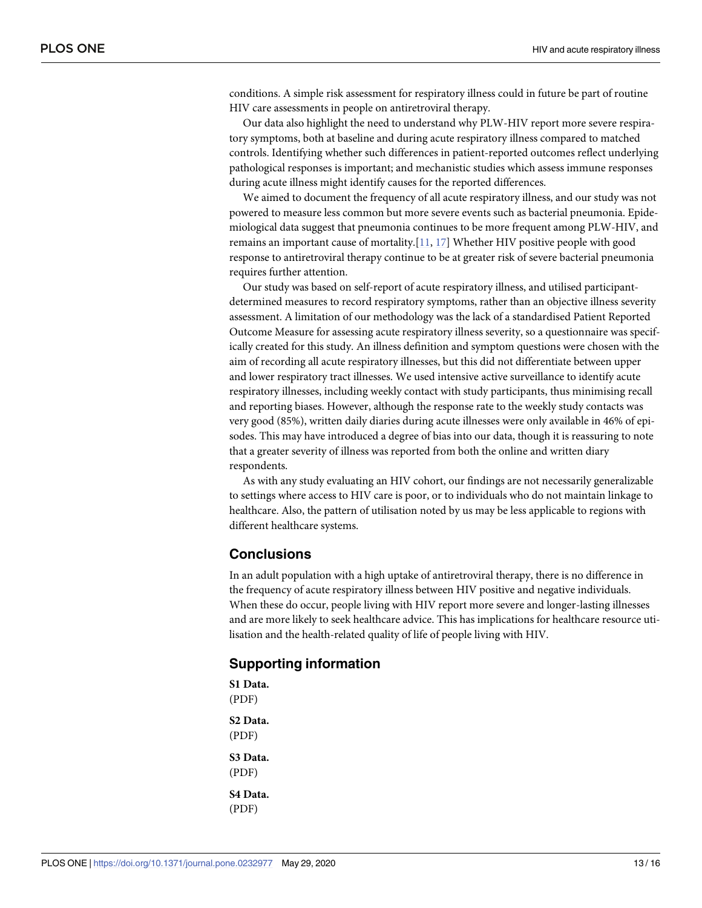conditions. A simple risk assessment for respiratory illness could in future be part of routine HIV care assessments in people on antiretroviral therapy.

Our data also highlight the need to understand why PLW-HIV report more severe respiratory symptoms, both at baseline and during acute respiratory illness compared to matched controls. Identifying whether such differences in patient-reported outcomes reflect underlying pathological responses is important; and mechanistic studies which assess immune responses during acute illness might identify causes for the reported differences.

We aimed to document the frequency of all acute respiratory illness, and our study was not powered to measure less common but more severe events such as bacterial pneumonia. Epidemiological data suggest that pneumonia continues to be more frequent among PLW-HIV, and remains an important cause of mortality.[11, 17] Whether HIV positive people with good response to antiretroviral therapy continue to be at greater risk of severe bacterial pneumonia requires further attention.

Our study was based on self-report of acute respiratory illness, and utilised participant-determined measures to record respiratory symptoms, rather than an objective illness severity assessment. A limitation of our methodology was the lack of a standardised Patient Reported Outcome Measure for assessing acute respiratory illness severity, so a questionnaire was specifically created for this study. An illness definition and symptom questions were chosen with the aim of recording all acute respiratory illnesses, but this did not differentiate between upper and lower respiratory tract illnesses. We used intensive active surveillance to identify acute respiratory illnesses, including weekly contact with study participants, thus minimising recall and reporting biases. However, although the response rate to the weekly study contacts was very good (85%), written daily diaries during acute illnesses were only available in 46% of episodes. This may have introduced a degree of bias into our data, though it is reassuring to note that a greater severity of illness was reported from both the online and written diary respondents.

As with any study evaluating an HIV cohort, our findings are not necessarily generalizable to settings where access to HIV care is poor, or to individuals who do not maintain linkage to healthcare. Also, the pattern of utilisation noted by us may be less applicable to regions with different healthcare systems.

## Conclusions

In an adult population with a high uptake of antiretroviral therapy, there is no difference in the frequency of acute respiratory illness between HIV positive and negative individuals. When these do occur, people living with HIV report more severe and longer-lasting illnesses and are more likely to seek healthcare advice. This has implications for healthcare resource utilisation and the health-related quality of life of people living with HIV.

## Supporting information

**S1 Data.**
(PDF)

**S2 Data.**
(PDF)

**S3 Data.**
(PDF)

**S4 Data.**
(PDF)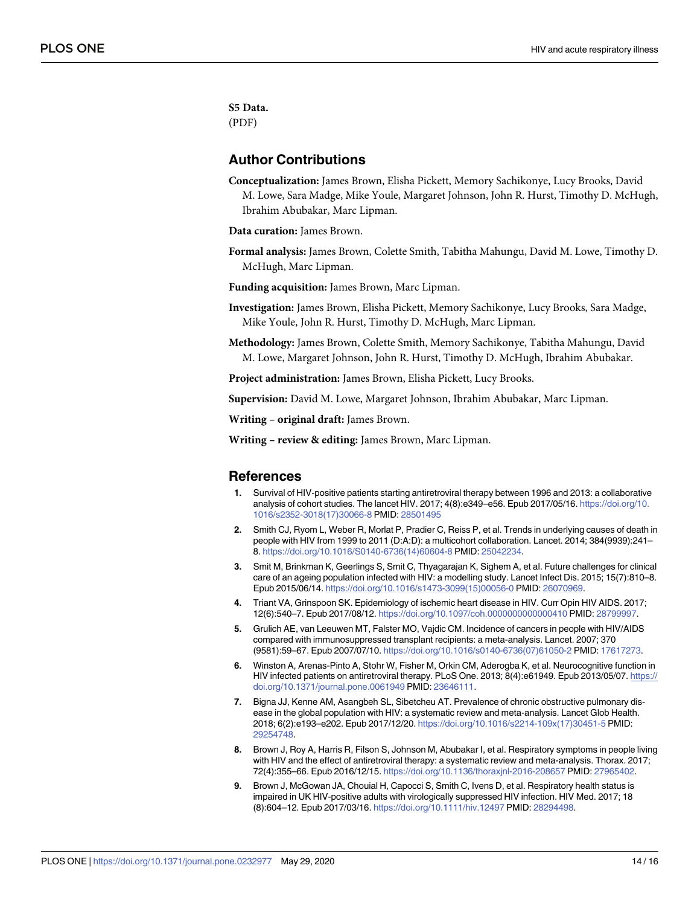**S5 Data.**
(PDF)

## Author Contributions

**Conceptualization:** James Brown, Elisha Pickett, Memory Sachikonye, Lucy Brooks, David M. Lowe, Sara Madge, Mike Youle, Margaret Johnson, John R. Hurst, Timothy D. McHugh, Ibrahim Abubakar, Marc Lipman.

**Data curation:** James Brown.

**Formal analysis:** James Brown, Colette Smith, Tabitha Mahungu, David M. Lowe, Timothy D. McHugh, Marc Lipman.

**Funding acquisition:** James Brown, Marc Lipman.

**Investigation:** James Brown, Elisha Pickett, Memory Sachikonye, Lucy Brooks, Sara Madge, Mike Youle, John R. Hurst, Timothy D. McHugh, Marc Lipman.

**Methodology:** James Brown, Colette Smith, Memory Sachikonye, Tabitha Mahungu, David M. Lowe, Margaret Johnson, John R. Hurst, Timothy D. McHugh, Ibrahim Abubakar.

**Project administration:** James Brown, Elisha Pickett, Lucy Brooks.

**Supervision:** David M. Lowe, Margaret Johnson, Ibrahim Abubakar, Marc Lipman.

**Writing – original draft:** James Brown.

**Writing – review & editing:** James Brown, Marc Lipman.

## References

1. Survival of HIV-positive patients starting antiretroviral therapy between 1996 and 2013: a collaborative analysis of cohort studies. The lancet HIV. 2017; 4(8):e349–e56. Epub 2017/05/16. https://doi.org/10.1016/s2352-3018(17)30066-8 PMID: 28501495
2. Smith CJ, Ryom L, Weber R, Morlat P, Pradier C, Reiss P, et al. Trends in underlying causes of death in people with HIV from 1999 to 2011 (D:A:D): a multicohort collaboration. Lancet. 2014; 384(9939):241–8. https://doi.org/10.1016/S0140-6736(14)60604-8 PMID: 25042234.
3. Smit M, Brinkman K, Geerlings S, Smit C, Thyagarajan K, Sighem A, et al. Future challenges for clinical care of an ageing population infected with HIV: a modelling study. Lancet Infect Dis. 2015; 15(7):810–8. Epub 2015/06/14. https://doi.org/10.1016/s1473-3099(15)00056-0 PMID: 26070969.
4. Triant VA, Grinspoon SK. Epidemiology of ischemic heart disease in HIV. Curr Opin HIV AIDS. 2017; 12(6):540–7. Epub 2017/08/12. https://doi.org/10.1097/coh.0000000000000410 PMID: 28799997.
5. Grulich AE, van Leeuwen MT, Falster MO, Vajdic CM. Incidence of cancers in people with HIV/AIDS compared with immunosuppressed transplant recipients: a meta-analysis. Lancet. 2007; 370 (9581):59–67. Epub 2007/07/10. https://doi.org/10.1016/s0140-6736(07)61050-2 PMID: 17617273.
6. Winston A, Arenas-Pinto A, Stohr W, Fisher M, Orkin CM, Aderogba K, et al. Neurocognitive function in HIV infected patients on antiretroviral therapy. PLoS One. 2013; 8(4):e61949. Epub 2013/05/07. https://doi.org/10.1371/journal.pone.0061949 PMID: 23646111.
7. Bigna JJ, Kenne AM, Asangbeh SL, Sibetcheu AT. Prevalence of chronic obstructive pulmonary disease in the global population with HIV: a systematic review and meta-analysis. Lancet Glob Health. 2018; 6(2):e193–e202. Epub 2017/12/20. https://doi.org/10.1016/s2214-109x(17)30451-5 PMID: 29254748.
8. Brown J, Roy A, Harris R, Filson S, Johnson M, Abubakar I, et al. Respiratory symptoms in people living with HIV and the effect of antiretroviral therapy: a systematic review and meta-analysis. Thorax. 2017; 72(4):355–66. Epub 2016/12/15. https://doi.org/10.1136/thoraxjnl-2016-208657 PMID: 27965402.
9. Brown J, McGowan JA, Chouial H, Capocci S, Smith C, Ivens D, et al. Respiratory health status is impaired in UK HIV-positive adults with virologically suppressed HIV infection. HIV Med. 2017; 18 (8):604–12. Epub 2017/03/16. https://doi.org/10.1111/hiv.12497 PMID: 28294498.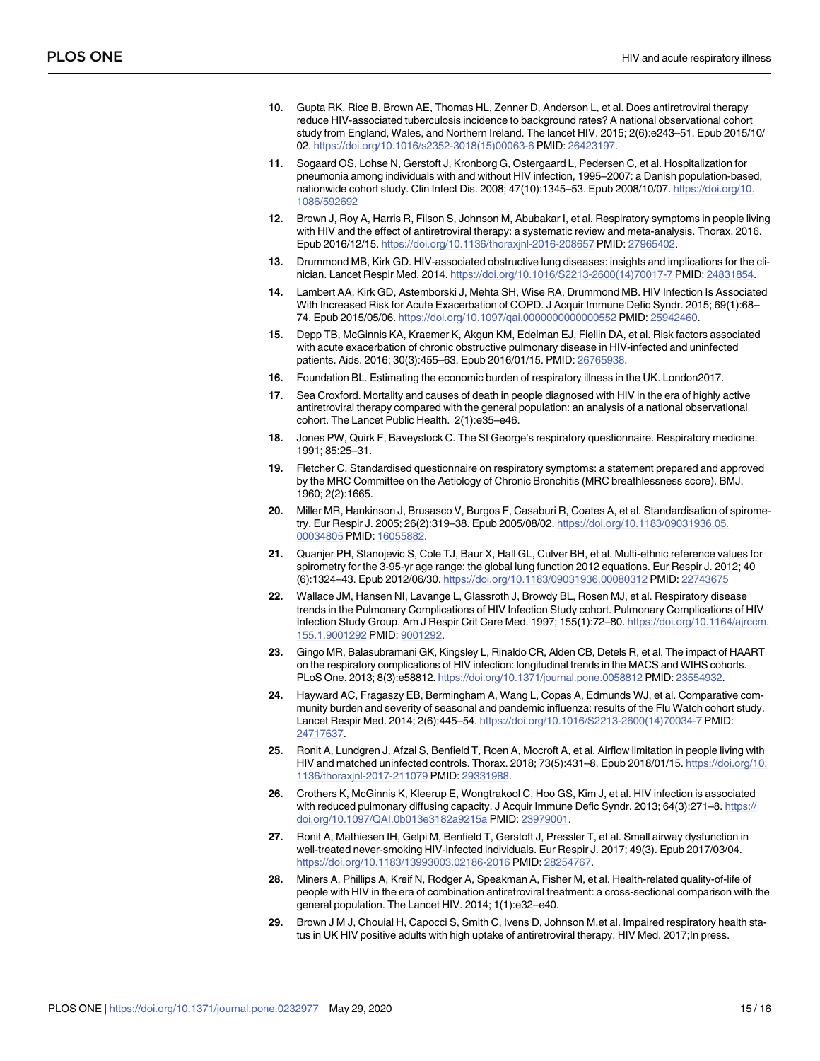10. Gupta RK, Rice B, Brown AE, Thomas HL, Zenner D, Anderson L, et al. Does antiretroviral therapy reduce HIV-associated tuberculosis incidence to background rates? A national observational cohort study from England, Wales, and Northern Ireland. The lancet HIV. 2015; 2(6):e243–51. Epub 2015/10/02. https://doi.org/10.1016/s2352-3018(15)00063-6 PMID: 26423197.
11. Sogaard OS, Lohse N, Gerstoft J, Kronborg G, Ostergaard L, Pedersen C, et al. Hospitalization for pneumonia among individuals with and without HIV infection, 1995–2007: a Danish population-based, nationwide cohort study. Clin Infect Dis. 2008; 47(10):1345–53. Epub 2008/10/07. https://doi.org/10.1086/592692
12. Brown J, Roy A, Harris R, Filson S, Johnson M, Abubakar I, et al. Respiratory symptoms in people living with HIV and the effect of antiretroviral therapy: a systematic review and meta-analysis. Thorax. 2016. Epub 2016/12/15. https://doi.org/10.1136/thoraxjnl-2016-208657 PMID: 27965402.
13. Drummond MB, Kirk GD. HIV-associated obstructive lung diseases: insights and implications for the clinician. Lancet Respir Med. 2014. https://doi.org/10.1016/S2213-2600(14)70017-7 PMID: 24831854.
14. Lambert AA, Kirk GD, Astemborski J, Mehta SH, Wise RA, Drummond MB. HIV Infection Is Associated With Increased Risk for Acute Exacerbation of COPD. J Acquir Immune Defic Syndr. 2015; 69(1):68–74. Epub 2015/05/06. https://doi.org/10.1097/qai.0000000000000552 PMID: 25942460.
15. Depp TB, McGinnis KA, Kraemer K, Akgun KM, Edelman EJ, Fiellin DA, et al. Risk factors associated with acute exacerbation of chronic obstructive pulmonary disease in HIV-infected and uninfected patients. Aids. 2016; 30(3):455–63. Epub 2016/01/15. PMID: 26765938.
16. Foundation BL. Estimating the economic burden of respiratory illness in the UK. London2017.
17. Sea Croxford. Mortality and causes of death in people diagnosed with HIV in the era of highly active antiretroviral therapy compared with the general population: an analysis of a national observational cohort. The Lancet Public Health. 2(1):e35–e46.
18. Jones PW, Quirk F, Baveystock C. The St George's respiratory questionnaire. Respiratory medicine. 1991; 85:25–31.
19. Fletcher C. Standardised questionnaire on respiratory symptoms: a statement prepared and approved by the MRC Committee on the Aetiology of Chronic Bronchitis (MRC breathlessness score). BMJ. 1960; 2(2):1665.
20. Miller MR, Hankinson J, Brusasco V, Burgos F, Casaburi R, Coates A, et al. Standardisation of spirometry. Eur Respir J. 2005; 26(2):319–38. Epub 2005/08/02. https://doi.org/10.1183/09031936.05.00034805 PMID: 16055882.
21. Quanjer PH, Stanojevic S, Cole TJ, Baur X, Hall GL, Culver BH, et al. Multi-ethnic reference values for spirometry for the 3-95-yr age range: the global lung function 2012 equations. Eur Respir J. 2012; 40 (6):1324–43. Epub 2012/06/30. https://doi.org/10.1183/09031936.00080312 PMID: 22743675
22. Wallace JM, Hansen NI, Lavange L, Glassroth J, Browdy BL, Rosen MJ, et al. Respiratory disease trends in the Pulmonary Complications of HIV Infection Study cohort. Pulmonary Complications of HIV Infection Study Group. Am J Respir Crit Care Med. 1997; 155(1):72–80. https://doi.org/10.1164/ajrccm.155.1.9001292 PMID: 9001292.
23. Gingo MR, Balasubramani GK, Kingsley L, Rinaldo CR, Alden CB, Detels R, et al. The impact of HAART on the respiratory complications of HIV infection: longitudinal trends in the MACS and WIHS cohorts. PLoS One. 2013; 8(3):e58812. https://doi.org/10.1371/journal.pone.0058812 PMID: 23554932.
24. Hayward AC, Fragaszy EB, Bermingham A, Wang L, Copas A, Edmunds WJ, et al. Comparative community burden and severity of seasonal and pandemic influenza: results of the Flu Watch cohort study. Lancet Respir Med. 2014; 2(6):445–54. https://doi.org/10.1016/S2213-2600(14)70034-7 PMID: 24717637.
25. Ronit A, Lundgren J, Afzal S, Benfield T, Roen A, Mocroft A, et al. Airflow limitation in people living with HIV and matched uninfected controls. Thorax. 2018; 73(5):431–8. Epub 2018/01/15. https://doi.org/10.1136/thoraxjnl-2017-211079 PMID: 29331988.
26. Crothers K, McGinnis K, Kleerup E, Wongtrakool C, Hoo GS, Kim J, et al. HIV infection is associated with reduced pulmonary diffusing capacity. J Acquir Immune Defic Syndr. 2013; 64(3):271–8. https://doi.org/10.1097/QAI.0b013e3182a9215a PMID: 23979001.
27. Ronit A, Mathiesen IH, Gelpi M, Benfield T, Gerstoft J, Pressler T, et al. Small airway dysfunction in well-treated never-smoking HIV-infected individuals. Eur Respir J. 2017; 49(3). Epub 2017/03/04. https://doi.org/10.1183/13993003.02186-2016 PMID: 28254767.
28. Miners A, Phillips A, Kreif N, Rodger A, Speakman A, Fisher M, et al. Health-related quality-of-life of people with HIV in the era of combination antiretroviral treatment: a cross-sectional comparison with the general population. The Lancet HIV. 2014; 1(1):e32–e40.
29. Brown J M J, Chouial H, Capocci S, Smith C, Ivens D, Johnson M,et al. Impaired respiratory health status in UK HIV positive adults with high uptake of antiretroviral therapy. HIV Med. 2017;In press.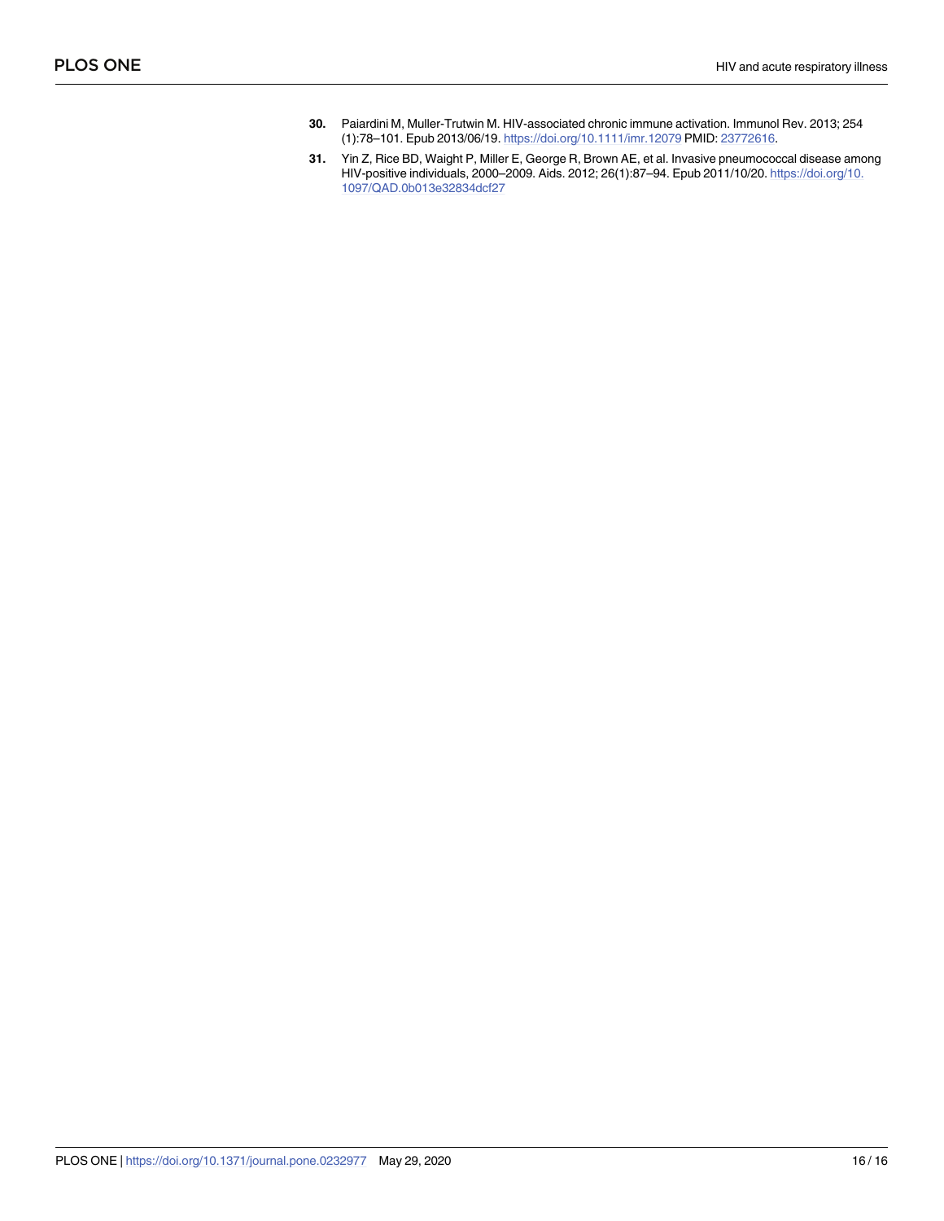30. Paiardini M, Muller-Trutwin M. HIV-associated chronic immune activation. Immunol Rev. 2013; 254 (1):78–101. Epub 2013/06/19. https://doi.org/10.1111/imr.12079 PMID: 23772616.

31. Yin Z, Rice BD, Waight P, Miller E, George R, Brown AE, et al. Invasive pneumococcal disease among HIV-positive individuals, 2000–2009. Aids. 2012; 26(1):87–94. Epub 2011/10/20. https://doi.org/10.1097/QAD.0b013e32834dcf27